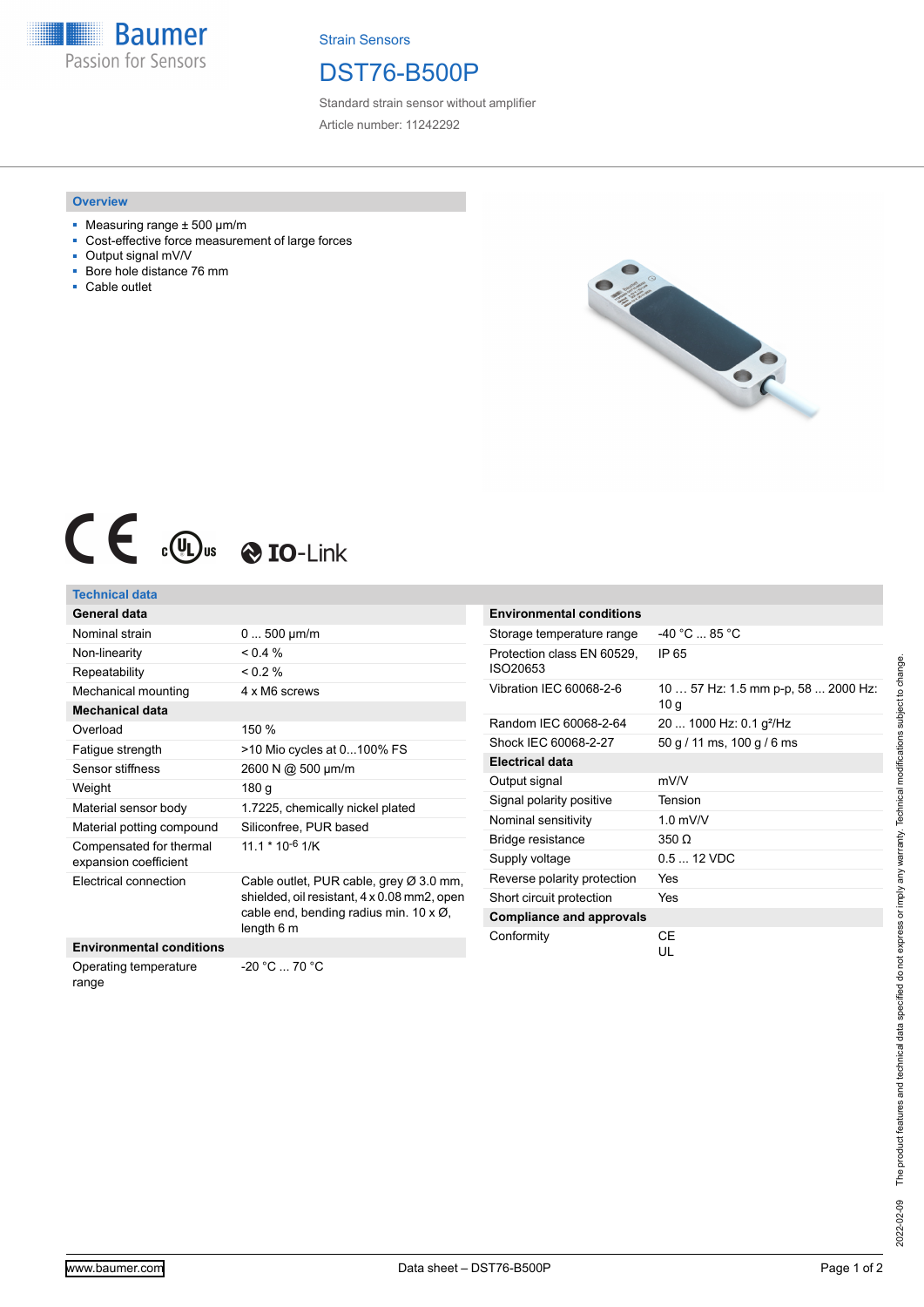Strain Sensors

# DST76-B500P

Standard strain sensor without amplifier

Article number: 11242292

## Overview

- Measuring range ± 500 µm/m
- Cost-effective force measurement of large forces
- Output signal mV/V
- Bore hole distance 76 mm
- Cable outlet

## Technical data

| General data | |
|---|---|
| Nominal strain | 0 ... 500 µm/m |
| Non-linearity | < 0.4 % |
| Repeatability | < 0.2 % |
| Mechanical mounting | 4 x M6 screws |
| **Mechanical data** | |
| Overload | 150 % |
| Fatigue strength | >10 Mio cycles at 0...100% FS |
| Sensor stiffness | 2600 N @ 500 µm/m |
| Weight | 180 g |
| Material sensor body | 1.7225, chemically nickel plated |
| Material potting compound | Siliconfree, PUR based |
| Compensated for thermal expansion coefficient | 11.1 * $10^{-6}$ 1/K |
| Electrical connection | Cable outlet, PUR cable, grey Ø 3.0 mm, shielded, oil resistant, 4 x 0.08 mm2, open cable end, bending radius min. 10 x Ø, length 6 m |
| **Environmental conditions** | |
| Operating temperature range | -20 °C ... 70 °C |

| Environmental conditions | |
|---|---|
| Storage temperature range | -40 °C ... 85 °C |
| Protection class EN 60529, ISO20653 | IP 65 |
| Vibration IEC 60068-2-6 | 10 … 57 Hz: 1.5 mm p-p, 58 ... 2000 Hz: 10 g |
| Random IEC 60068-2-64 | 20 ... 1000 Hz: 0.1 g²/Hz |
| Shock IEC 60068-2-27 | 50 g / 11 ms, 100 g / 6 ms |
| **Electrical data** | |
| Output signal | mV/V |
| Signal polarity positive | Tension |
| Nominal sensitivity | 1.0 mV/V |
| Bridge resistance | 350 Ω |
| Supply voltage | 0.5 ... 12 VDC |
| Reverse polarity protection | Yes |
| Short circuit protection | Yes |
| **Compliance and approvals** | |
| Conformity | CE<br>UL |

2022-02-09 The product features and technical data specified do not express or imply any warranty. Technical modifications subject to change.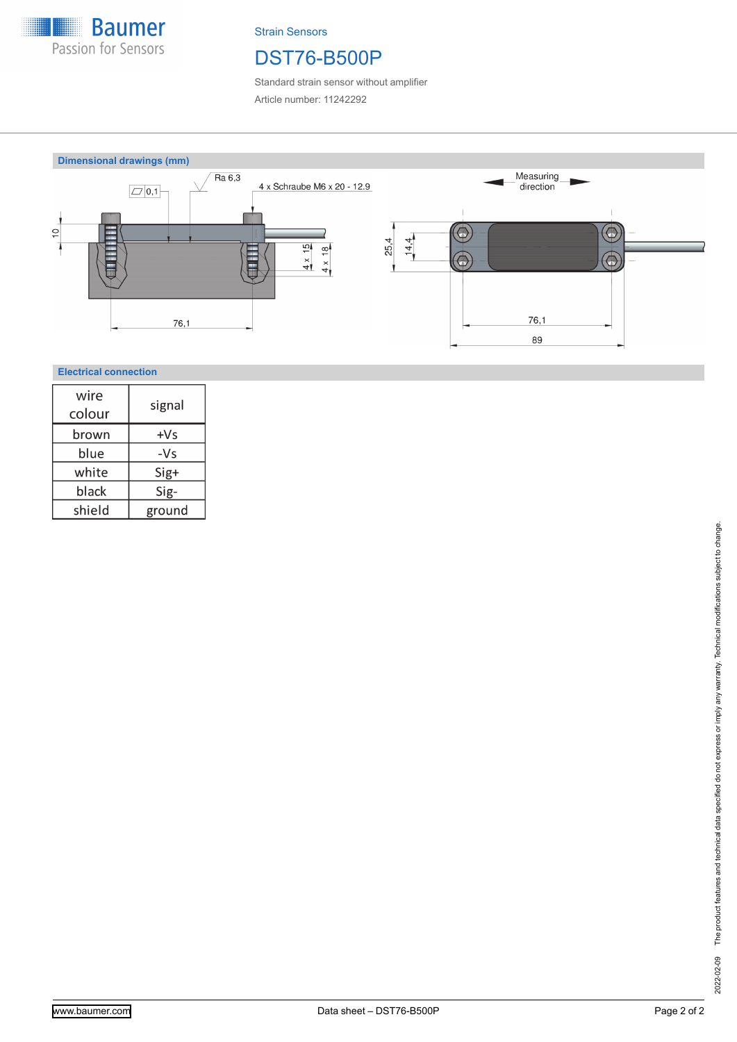Strain Sensors

# DST76-B500P

Standard strain sensor without amplifier

Article number: 11242292

## Dimensional drawings (mm)

0,1
Ra 6,3
4 x Schraube M6 x 20 - 12.9
10
4 x 15
4 x 18
76,1

Measuring direction
25,4
14,4
76,1
89

## Electrical connection

| wire colour | signal |
|---|---|
| brown | +Vs |
| blue | -Vs |
| white | Sig+ |
| black | Sig- |
| shield | ground |

2022-02-09 The product features and technical data specified do not express or imply any warranty. Technical modifications subject to change.

www.baumer.com Data sheet – DST76-B500P